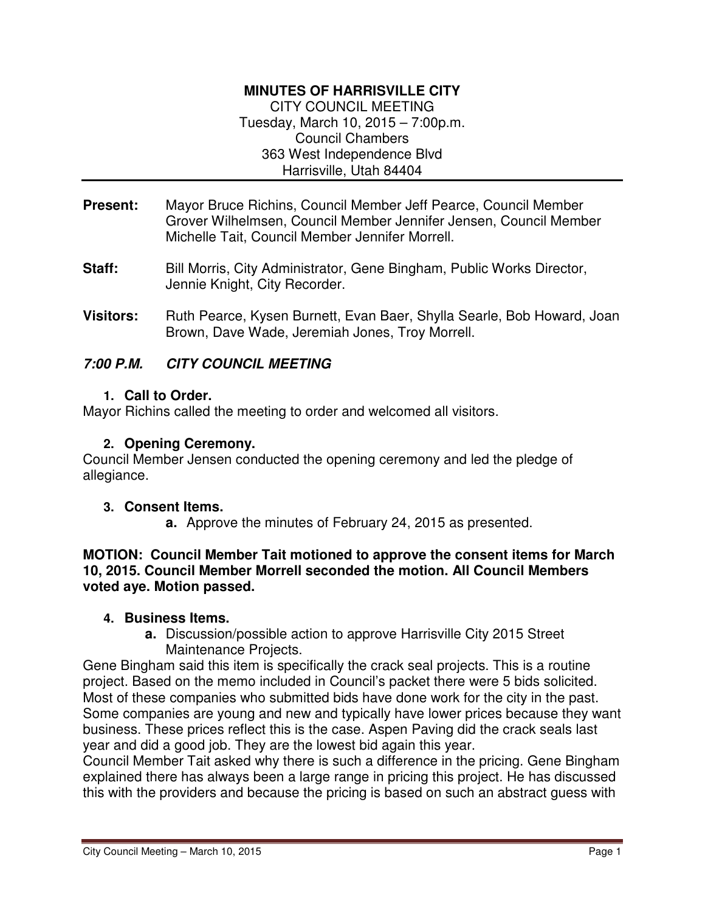**MINUTES OF HARRISVILLE CITY**

CITY COUNCIL MEETING
Tuesday, March 10, 2015 – 7:00p.m.
Council Chambers
363 West Independence Blvd
Harrisville, Utah 84404

---

**Present:** Mayor Bruce Richins, Council Member Jeff Pearce, Council Member Grover Wilhelmsen, Council Member Jennifer Jensen, Council Member Michelle Tait, Council Member Jennifer Morrell.

**Staff:** Bill Morris, City Administrator, Gene Bingham, Public Works Director, Jennie Knight, City Recorder.

**Visitors:** Ruth Pearce, Kysen Burnett, Evan Baer, Shylla Searle, Bob Howard, Joan Brown, Dave Wade, Jeremiah Jones, Troy Morrell.

***7:00 P.M. CITY COUNCIL MEETING***

1. **Call to Order.**

Mayor Richins called the meeting to order and welcomed all visitors.

2. **Opening Ceremony.**

Council Member Jensen conducted the opening ceremony and led the pledge of allegiance.

3. **Consent Items.**
    a. Approve the minutes of February 24, 2015 as presented.

**MOTION: Council Member Tait motioned to approve the consent items for March 10, 2015. Council Member Morrell seconded the motion. All Council Members voted aye. Motion passed.**

4. **Business Items.**
    a. Discussion/possible action to approve Harrisville City 2015 Street Maintenance Projects.

Gene Bingham said this item is specifically the crack seal projects. This is a routine project. Based on the memo included in Council's packet there were 5 bids solicited. Most of these companies who submitted bids have done work for the city in the past. Some companies are young and new and typically have lower prices because they want business. These prices reflect this is the case. Aspen Paving did the crack seals last year and did a good job. They are the lowest bid again this year.

Council Member Tait asked why there is such a difference in the pricing. Gene Bingham explained there has always been a large range in pricing this project. He has discussed this with the providers and because the pricing is based on such an abstract guess with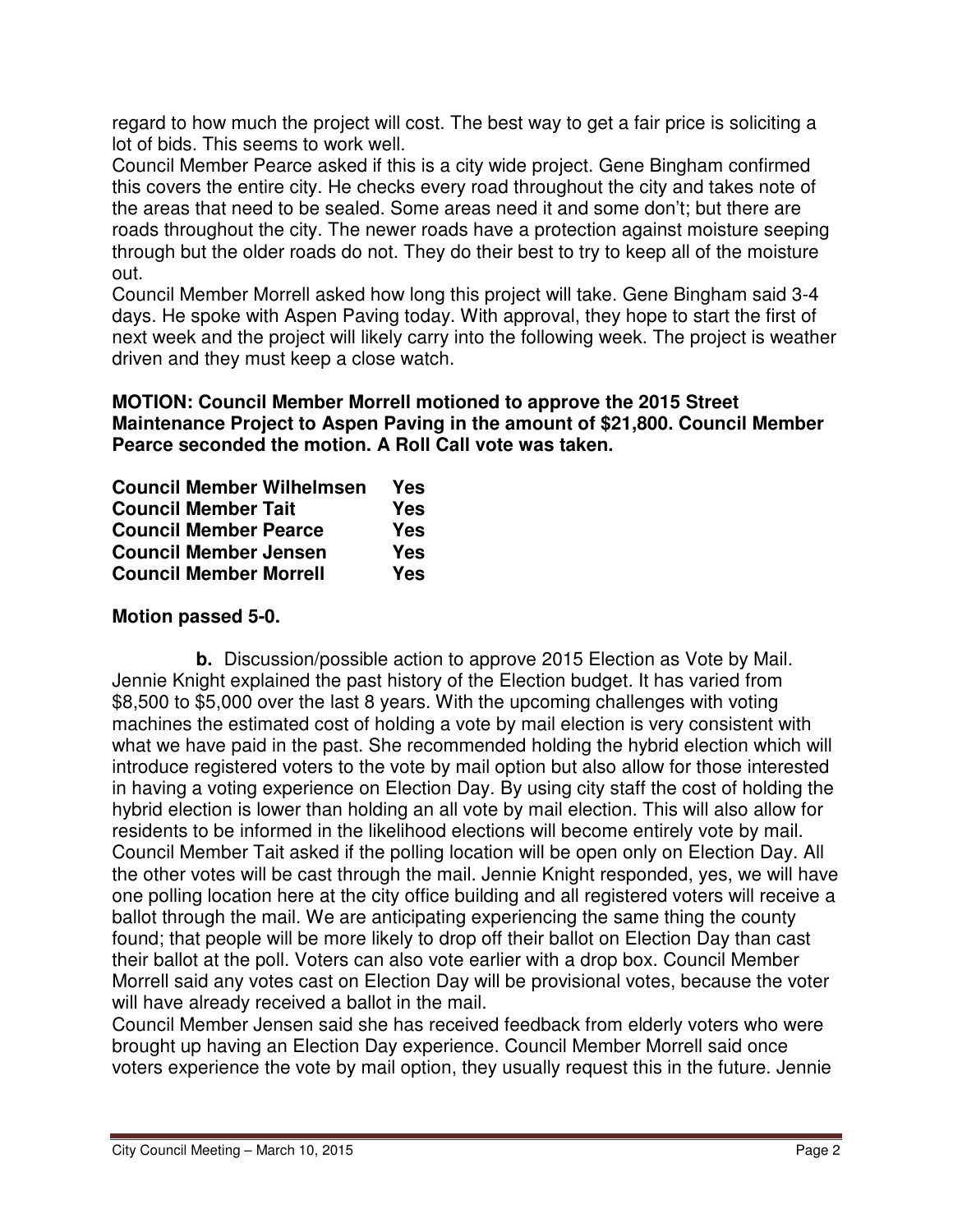regard to how much the project will cost. The best way to get a fair price is soliciting a lot of bids. This seems to work well.

Council Member Pearce asked if this is a city wide project. Gene Bingham confirmed this covers the entire city. He checks every road throughout the city and takes note of the areas that need to be sealed. Some areas need it and some don't; but there are roads throughout the city. The newer roads have a protection against moisture seeping through but the older roads do not. They do their best to try to keep all of the moisture out.

Council Member Morrell asked how long this project will take. Gene Bingham said 3-4 days. He spoke with Aspen Paving today. With approval, they hope to start the first of next week and the project will likely carry into the following week. The project is weather driven and they must keep a close watch.

**MOTION: Council Member Morrell motioned to approve the 2015 Street Maintenance Project to Aspen Paving in the amount of $21,800. Council Member Pearce seconded the motion. A Roll Call vote was taken.**

| | |
|---|---|
| **Council Member Wilhelmsen** | **Yes** |
| **Council Member Tait** | **Yes** |
| **Council Member Pearce** | **Yes** |
| **Council Member Jensen** | **Yes** |
| **Council Member Morrell** | **Yes** |

**Motion passed 5-0.**

**b.** Discussion/possible action to approve 2015 Election as Vote by Mail. Jennie Knight explained the past history of the Election budget. It has varied from $8,500 to $5,000 over the last 8 years. With the upcoming challenges with voting machines the estimated cost of holding a vote by mail election is very consistent with what we have paid in the past. She recommended holding the hybrid election which will introduce registered voters to the vote by mail option but also allow for those interested in having a voting experience on Election Day. By using city staff the cost of holding the hybrid election is lower than holding an all vote by mail election. This will also allow for residents to be informed in the likelihood elections will become entirely vote by mail.

Council Member Tait asked if the polling location will be open only on Election Day. All the other votes will be cast through the mail. Jennie Knight responded, yes, we will have one polling location here at the city office building and all registered voters will receive a ballot through the mail. We are anticipating experiencing the same thing the county found; that people will be more likely to drop off their ballot on Election Day than cast their ballot at the poll. Voters can also vote earlier with a drop box. Council Member Morrell said any votes cast on Election Day will be provisional votes, because the voter will have already received a ballot in the mail.

Council Member Jensen said she has received feedback from elderly voters who were brought up having an Election Day experience. Council Member Morrell said once voters experience the vote by mail option, they usually request this in the future. Jennie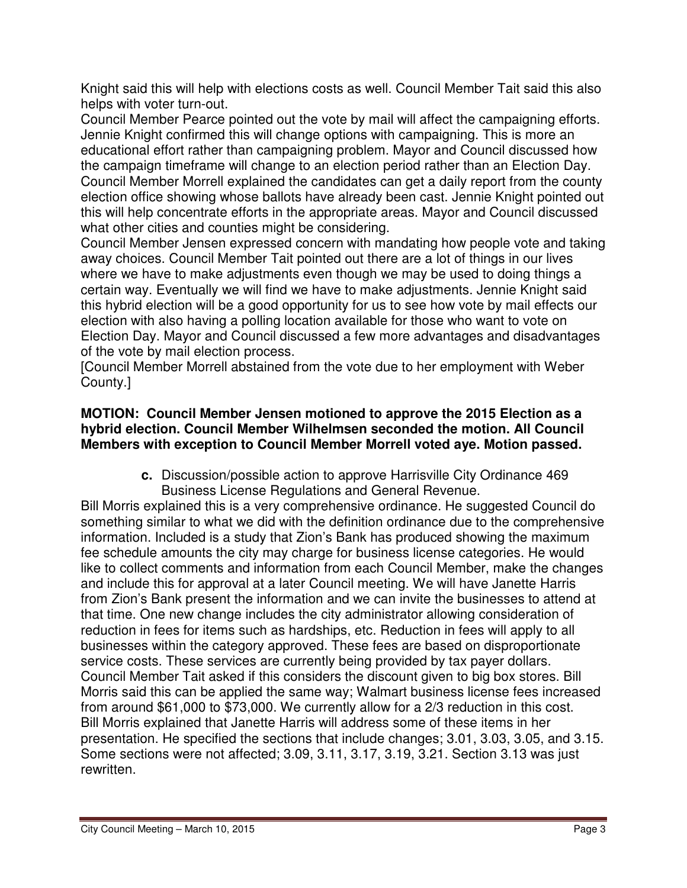Knight said this will help with elections costs as well. Council Member Tait said this also helps with voter turn-out.

Council Member Pearce pointed out the vote by mail will affect the campaigning efforts. Jennie Knight confirmed this will change options with campaigning. This is more an educational effort rather than campaigning problem. Mayor and Council discussed how the campaign timeframe will change to an election period rather than an Election Day. Council Member Morrell explained the candidates can get a daily report from the county election office showing whose ballots have already been cast. Jennie Knight pointed out this will help concentrate efforts in the appropriate areas. Mayor and Council discussed what other cities and counties might be considering.

Council Member Jensen expressed concern with mandating how people vote and taking away choices. Council Member Tait pointed out there are a lot of things in our lives where we have to make adjustments even though we may be used to doing things a certain way. Eventually we will find we have to make adjustments. Jennie Knight said this hybrid election will be a good opportunity for us to see how vote by mail effects our election with also having a polling location available for those who want to vote on Election Day. Mayor and Council discussed a few more advantages and disadvantages of the vote by mail election process.

[Council Member Morrell abstained from the vote due to her employment with Weber County.]

**MOTION: Council Member Jensen motioned to approve the 2015 Election as a hybrid election. Council Member Wilhelmsen seconded the motion. All Council Members with exception to Council Member Morrell voted aye. Motion passed.**

**c.** Discussion/possible action to approve Harrisville City Ordinance 469 Business License Regulations and General Revenue.

Bill Morris explained this is a very comprehensive ordinance. He suggested Council do something similar to what we did with the definition ordinance due to the comprehensive information. Included is a study that Zion's Bank has produced showing the maximum fee schedule amounts the city may charge for business license categories. He would like to collect comments and information from each Council Member, make the changes and include this for approval at a later Council meeting. We will have Janette Harris from Zion's Bank present the information and we can invite the businesses to attend at that time. One new change includes the city administrator allowing consideration of reduction in fees for items such as hardships, etc. Reduction in fees will apply to all businesses within the category approved. These fees are based on disproportionate service costs. These services are currently being provided by tax payer dollars. Council Member Tait asked if this considers the discount given to big box stores. Bill Morris said this can be applied the same way; Walmart business license fees increased from around $61,000 to $73,000. We currently allow for a 2/3 reduction in this cost. Bill Morris explained that Janette Harris will address some of these items in her presentation. He specified the sections that include changes; 3.01, 3.03, 3.05, and 3.15. Some sections were not affected; 3.09, 3.11, 3.17, 3.19, 3.21. Section 3.13 was just rewritten.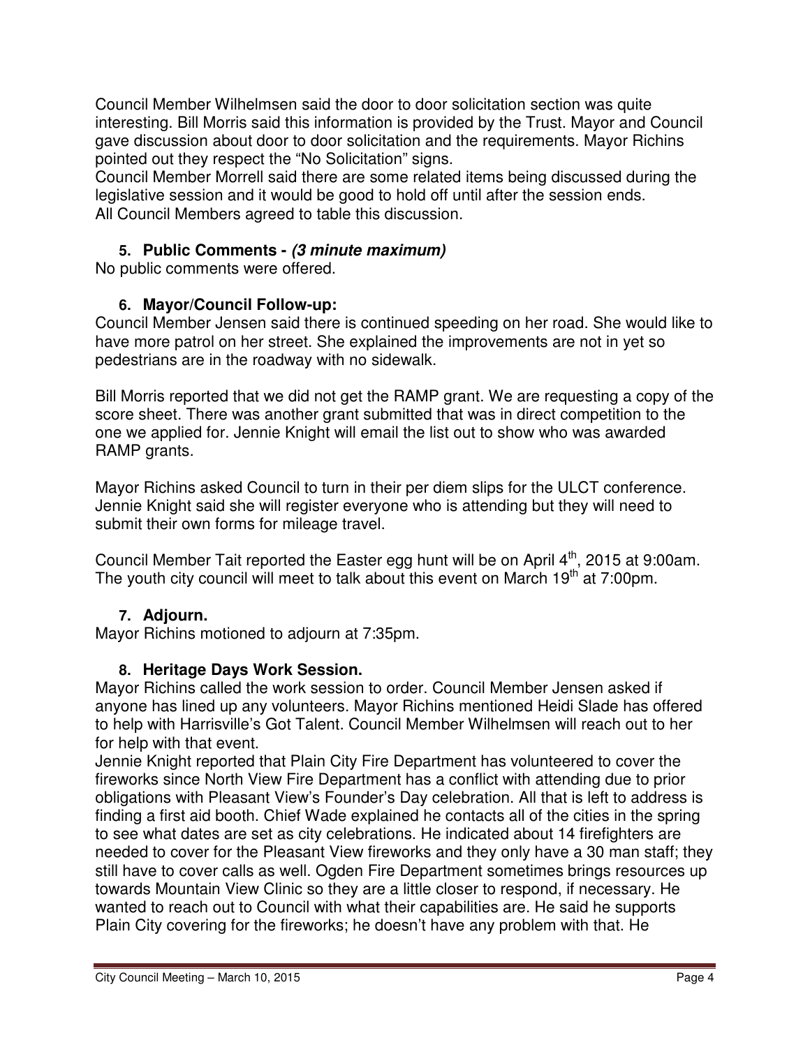Council Member Wilhelmsen said the door to door solicitation section was quite interesting. Bill Morris said this information is provided by the Trust. Mayor and Council gave discussion about door to door solicitation and the requirements. Mayor Richins pointed out they respect the "No Solicitation" signs.
Council Member Morrell said there are some related items being discussed during the legislative session and it would be good to hold off until after the session ends.
All Council Members agreed to table this discussion.

5. **Public Comments -** ***(3 minute maximum)***

No public comments were offered.

6. **Mayor/Council Follow-up:**

Council Member Jensen said there is continued speeding on her road. She would like to have more patrol on her street. She explained the improvements are not in yet so pedestrians are in the roadway with no sidewalk.

Bill Morris reported that we did not get the RAMP grant. We are requesting a copy of the score sheet. There was another grant submitted that was in direct competition to the one we applied for. Jennie Knight will email the list out to show who was awarded RAMP grants.

Mayor Richins asked Council to turn in their per diem slips for the ULCT conference. Jennie Knight said she will register everyone who is attending but they will need to submit their own forms for mileage travel.

Council Member Tait reported the Easter egg hunt will be on April 4th, 2015 at 9:00am. The youth city council will meet to talk about this event on March 19th at 7:00pm.

7. **Adjourn.**

Mayor Richins motioned to adjourn at 7:35pm.

8. **Heritage Days Work Session.**

Mayor Richins called the work session to order. Council Member Jensen asked if anyone has lined up any volunteers. Mayor Richins mentioned Heidi Slade has offered to help with Harrisville's Got Talent. Council Member Wilhelmsen will reach out to her for help with that event.
Jennie Knight reported that Plain City Fire Department has volunteered to cover the fireworks since North View Fire Department has a conflict with attending due to prior obligations with Pleasant View's Founder's Day celebration. All that is left to address is finding a first aid booth. Chief Wade explained he contacts all of the cities in the spring to see what dates are set as city celebrations. He indicated about 14 firefighters are needed to cover for the Pleasant View fireworks and they only have a 30 man staff; they still have to cover calls as well. Ogden Fire Department sometimes brings resources up towards Mountain View Clinic so they are a little closer to respond, if necessary. He wanted to reach out to Council with what their capabilities are. He said he supports Plain City covering for the fireworks; he doesn't have any problem with that. He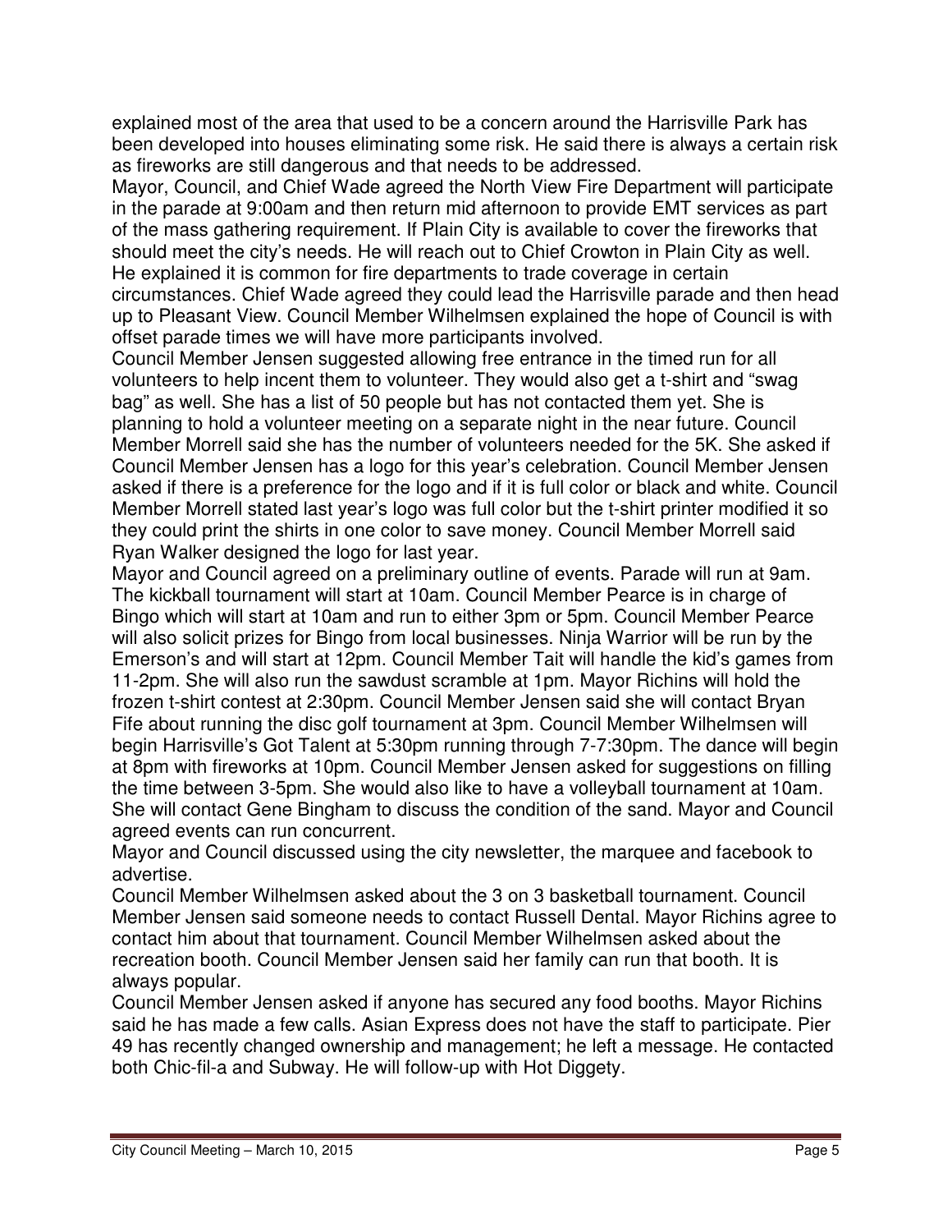explained most of the area that used to be a concern around the Harrisville Park has been developed into houses eliminating some risk. He said there is always a certain risk as fireworks are still dangerous and that needs to be addressed.

Mayor, Council, and Chief Wade agreed the North View Fire Department will participate in the parade at 9:00am and then return mid afternoon to provide EMT services as part of the mass gathering requirement. If Plain City is available to cover the fireworks that should meet the city's needs. He will reach out to Chief Crowton in Plain City as well. He explained it is common for fire departments to trade coverage in certain circumstances. Chief Wade agreed they could lead the Harrisville parade and then head up to Pleasant View. Council Member Wilhelmsen explained the hope of Council is with offset parade times we will have more participants involved.

Council Member Jensen suggested allowing free entrance in the timed run for all volunteers to help incent them to volunteer. They would also get a t-shirt and "swag bag" as well. She has a list of 50 people but has not contacted them yet. She is planning to hold a volunteer meeting on a separate night in the near future. Council Member Morrell said she has the number of volunteers needed for the 5K. She asked if Council Member Jensen has a logo for this year's celebration. Council Member Jensen asked if there is a preference for the logo and if it is full color or black and white. Council Member Morrell stated last year's logo was full color but the t-shirt printer modified it so they could print the shirts in one color to save money. Council Member Morrell said Ryan Walker designed the logo for last year.

Mayor and Council agreed on a preliminary outline of events. Parade will run at 9am. The kickball tournament will start at 10am. Council Member Pearce is in charge of Bingo which will start at 10am and run to either 3pm or 5pm. Council Member Pearce will also solicit prizes for Bingo from local businesses. Ninja Warrior will be run by the Emerson's and will start at 12pm. Council Member Tait will handle the kid's games from 11-2pm. She will also run the sawdust scramble at 1pm. Mayor Richins will hold the frozen t-shirt contest at 2:30pm. Council Member Jensen said she will contact Bryan Fife about running the disc golf tournament at 3pm. Council Member Wilhelmsen will begin Harrisville's Got Talent at 5:30pm running through 7-7:30pm. The dance will begin at 8pm with fireworks at 10pm. Council Member Jensen asked for suggestions on filling the time between 3-5pm. She would also like to have a volleyball tournament at 10am. She will contact Gene Bingham to discuss the condition of the sand. Mayor and Council agreed events can run concurrent.

Mayor and Council discussed using the city newsletter, the marquee and facebook to advertise.

Council Member Wilhelmsen asked about the 3 on 3 basketball tournament. Council Member Jensen said someone needs to contact Russell Dental. Mayor Richins agree to contact him about that tournament. Council Member Wilhelmsen asked about the recreation booth. Council Member Jensen said her family can run that booth. It is always popular.

Council Member Jensen asked if anyone has secured any food booths. Mayor Richins said he has made a few calls. Asian Express does not have the staff to participate. Pier 49 has recently changed ownership and management; he left a message. He contacted both Chic-fil-a and Subway. He will follow-up with Hot Diggety.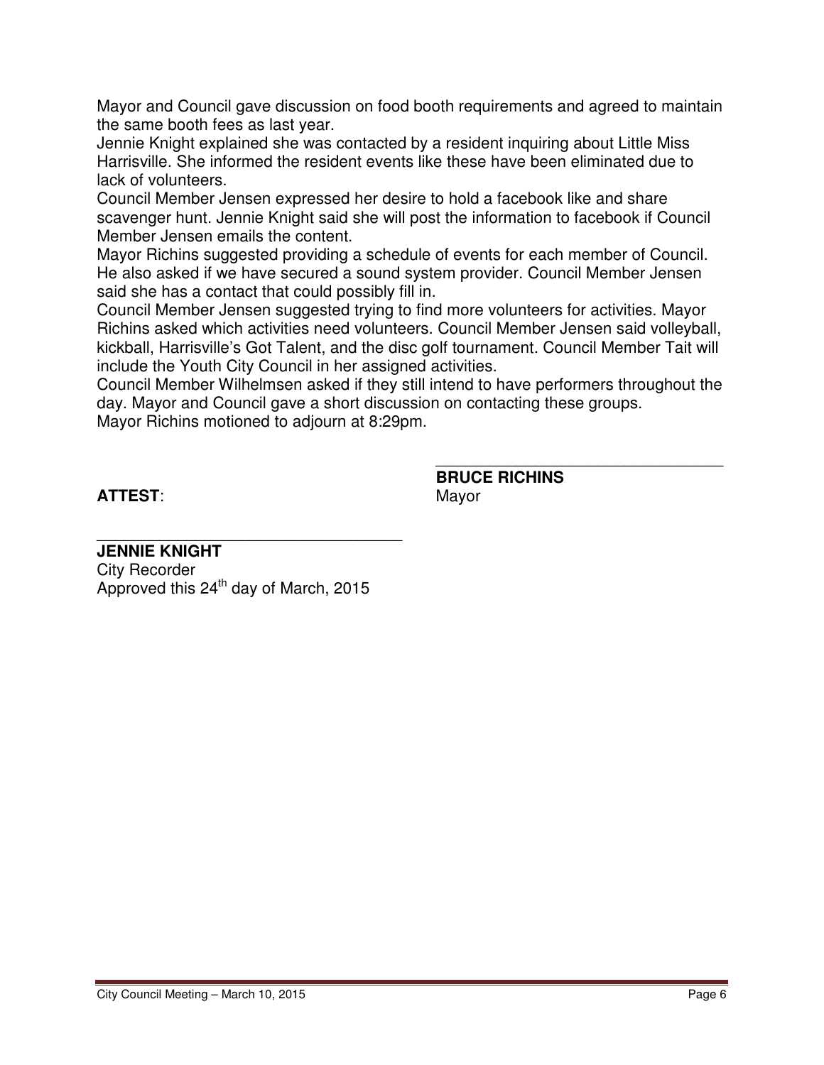Mayor and Council gave discussion on food booth requirements and agreed to maintain the same booth fees as last year.

Jennie Knight explained she was contacted by a resident inquiring about Little Miss Harrisville. She informed the resident events like these have been eliminated due to lack of volunteers.

Council Member Jensen expressed her desire to hold a facebook like and share scavenger hunt. Jennie Knight said she will post the information to facebook if Council Member Jensen emails the content.

Mayor Richins suggested providing a schedule of events for each member of Council. He also asked if we have secured a sound system provider. Council Member Jensen said she has a contact that could possibly fill in.

Council Member Jensen suggested trying to find more volunteers for activities. Mayor Richins asked which activities need volunteers. Council Member Jensen said volleyball, kickball, Harrisville's Got Talent, and the disc golf tournament. Council Member Tait will include the Youth City Council in her assigned activities.

Council Member Wilhelmsen asked if they still intend to have performers throughout the day. Mayor and Council gave a short discussion on contacting these groups.

Mayor Richins motioned to adjourn at 8:29pm.

\_\_\_\_\_\_\_\_\_\_\_\_\_\_\_\_\_\_\_\_\_\_\_\_\_\_\_\_\_\_\_\_\_\_\_

**BRUCE RICHINS**
Mayor

**ATTEST**:

\_\_\_\_\_\_\_\_\_\_\_\_\_\_\_\_\_\_\_\_\_\_\_\_\_\_\_\_\_\_\_\_\_\_\_

**JENNIE KNIGHT**
City Recorder
Approved this 24th day of March, 2015